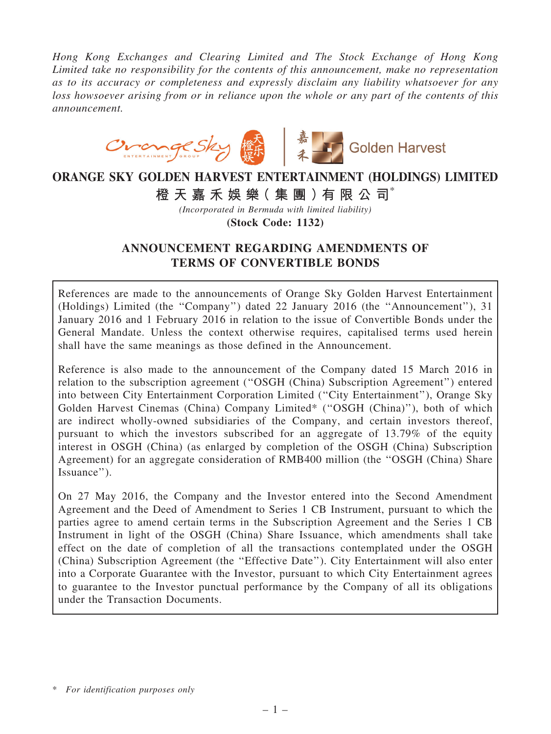*Hong Kong Exchanges and Clearing Limited and The Stock Exchange of Hong Kong Limited take no responsibility for the contents of this announcement, make no representation as to its accuracy or completeness and expressly disclaim any liability whatsoever for any loss howsoever arising from or in reliance upon the whole or any part of the contents of this announcement.*

# ORANGE SKY GOLDEN HARVEST ENTERTAINMENT (HOLDINGS) LIMITED

# 橙天嘉禾娛樂（集團）有限公司*

*(Incorporated in Bermuda with limited liability)*

**(Stock Code: 1132)**

## ANNOUNCEMENT REGARDING AMENDMENTS OF TERMS OF CONVERTIBLE BONDS

References are made to the announcements of Orange Sky Golden Harvest Entertainment (Holdings) Limited (the "Company") dated 22 January 2016 (the "Announcement"), 31 January 2016 and 1 February 2016 in relation to the issue of Convertible Bonds under the General Mandate. Unless the context otherwise requires, capitalised terms used herein shall have the same meanings as those defined in the Announcement.

Reference is also made to the announcement of the Company dated 15 March 2016 in relation to the subscription agreement ("OSGH (China) Subscription Agreement") entered into between City Entertainment Corporation Limited ("City Entertainment"), Orange Sky Golden Harvest Cinemas (China) Company Limited* ("OSGH (China)"), both of which are indirect wholly-owned subsidiaries of the Company, and certain investors thereof, pursuant to which the investors subscribed for an aggregate of 13.79% of the equity interest in OSGH (China) (as enlarged by completion of the OSGH (China) Subscription Agreement) for an aggregate consideration of RMB400 million (the "OSGH (China) Share Issuance").

On 27 May 2016, the Company and the Investor entered into the Second Amendment Agreement and the Deed of Amendment to Series 1 CB Instrument, pursuant to which the parties agree to amend certain terms in the Subscription Agreement and the Series 1 CB Instrument in light of the OSGH (China) Share Issuance, which amendments shall take effect on the date of completion of all the transactions contemplated under the OSGH (China) Subscription Agreement (the "Effective Date"). City Entertainment will also enter into a Corporate Guarantee with the Investor, pursuant to which City Entertainment agrees to guarantee to the Investor punctual performance by the Company of all its obligations under the Transaction Documents.

\* *For identification purposes only*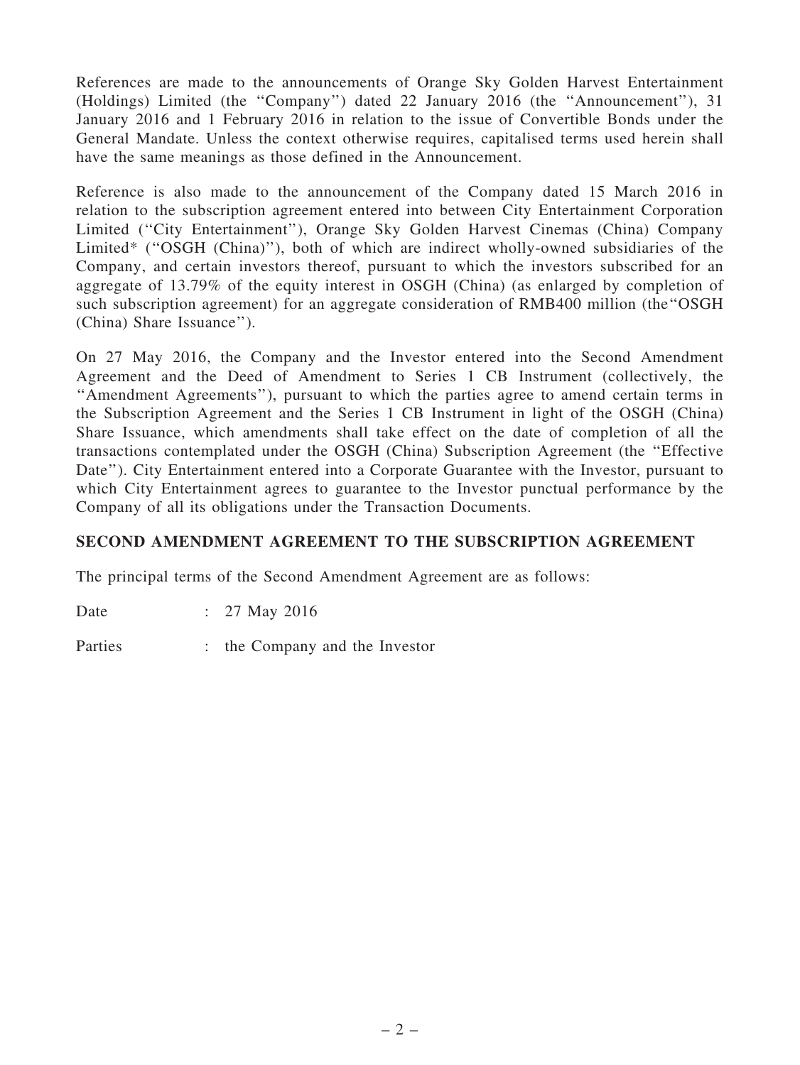References are made to the announcements of Orange Sky Golden Harvest Entertainment (Holdings) Limited (the "Company") dated 22 January 2016 (the "Announcement"), 31 January 2016 and 1 February 2016 in relation to the issue of Convertible Bonds under the General Mandate. Unless the context otherwise requires, capitalised terms used herein shall have the same meanings as those defined in the Announcement.

Reference is also made to the announcement of the Company dated 15 March 2016 in relation to the subscription agreement entered into between City Entertainment Corporation Limited ("City Entertainment"), Orange Sky Golden Harvest Cinemas (China) Company Limited* ("OSGH (China)"), both of which are indirect wholly-owned subsidiaries of the Company, and certain investors thereof, pursuant to which the investors subscribed for an aggregate of 13.79% of the equity interest in OSGH (China) (as enlarged by completion of such subscription agreement) for an aggregate consideration of RMB400 million (the"OSGH (China) Share Issuance").

On 27 May 2016, the Company and the Investor entered into the Second Amendment Agreement and the Deed of Amendment to Series 1 CB Instrument (collectively, the "Amendment Agreements"), pursuant to which the parties agree to amend certain terms in the Subscription Agreement and the Series 1 CB Instrument in light of the OSGH (China) Share Issuance, which amendments shall take effect on the date of completion of all the transactions contemplated under the OSGH (China) Subscription Agreement (the "Effective Date"). City Entertainment entered into a Corporate Guarantee with the Investor, pursuant to which City Entertainment agrees to guarantee to the Investor punctual performance by the Company of all its obligations under the Transaction Documents.

## SECOND AMENDMENT AGREEMENT TO THE SUBSCRIPTION AGREEMENT

The principal terms of the Second Amendment Agreement are as follows:

Date : 27 May 2016

Parties : the Company and the Investor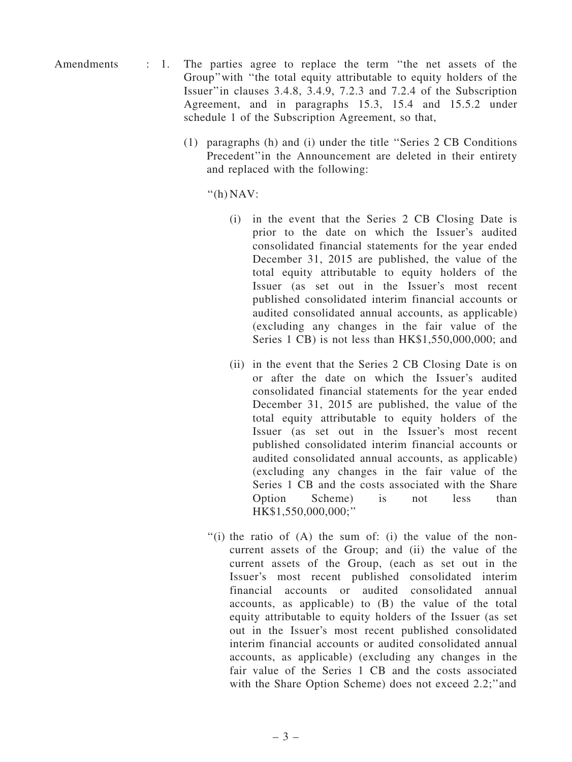Amendments : 1. The parties agree to replace the term "the net assets of the Group" with "the total equity attributable to equity holders of the Issuer" in clauses 3.4.8, 3.4.9, 7.2.3 and 7.2.4 of the Subscription Agreement, and in paragraphs 15.3, 15.4 and 15.5.2 under schedule 1 of the Subscription Agreement, so that,

(1) paragraphs (h) and (i) under the title "Series 2 CB Conditions Precedent" in the Announcement are deleted in their entirety and replaced with the following:

"(h) NAV:

(i) in the event that the Series 2 CB Closing Date is prior to the date on which the Issuer's audited consolidated financial statements for the year ended December 31, 2015 are published, the value of the total equity attributable to equity holders of the Issuer (as set out in the Issuer's most recent published consolidated interim financial accounts or audited consolidated annual accounts, as applicable) (excluding any changes in the fair value of the Series 1 CB) is not less than HK$1,550,000,000; and

(ii) in the event that the Series 2 CB Closing Date is on or after the date on which the Issuer's audited consolidated financial statements for the year ended December 31, 2015 are published, the value of the total equity attributable to equity holders of the Issuer (as set out in the Issuer's most recent published consolidated interim financial accounts or audited consolidated annual accounts, as applicable) (excluding any changes in the fair value of the Series 1 CB and the costs associated with the Share Option Scheme) is not less than HK$1,550,000,000;"

"(i) the ratio of (A) the sum of: (i) the value of the non-current assets of the Group; and (ii) the value of the current assets of the Group, (each as set out in the Issuer's most recent published consolidated interim financial accounts or audited consolidated annual accounts, as applicable) to (B) the value of the total equity attributable to equity holders of the Issuer (as set out in the Issuer's most recent published consolidated interim financial accounts or audited consolidated annual accounts, as applicable) (excluding any changes in the fair value of the Series 1 CB and the costs associated with the Share Option Scheme) does not exceed 2.2;" and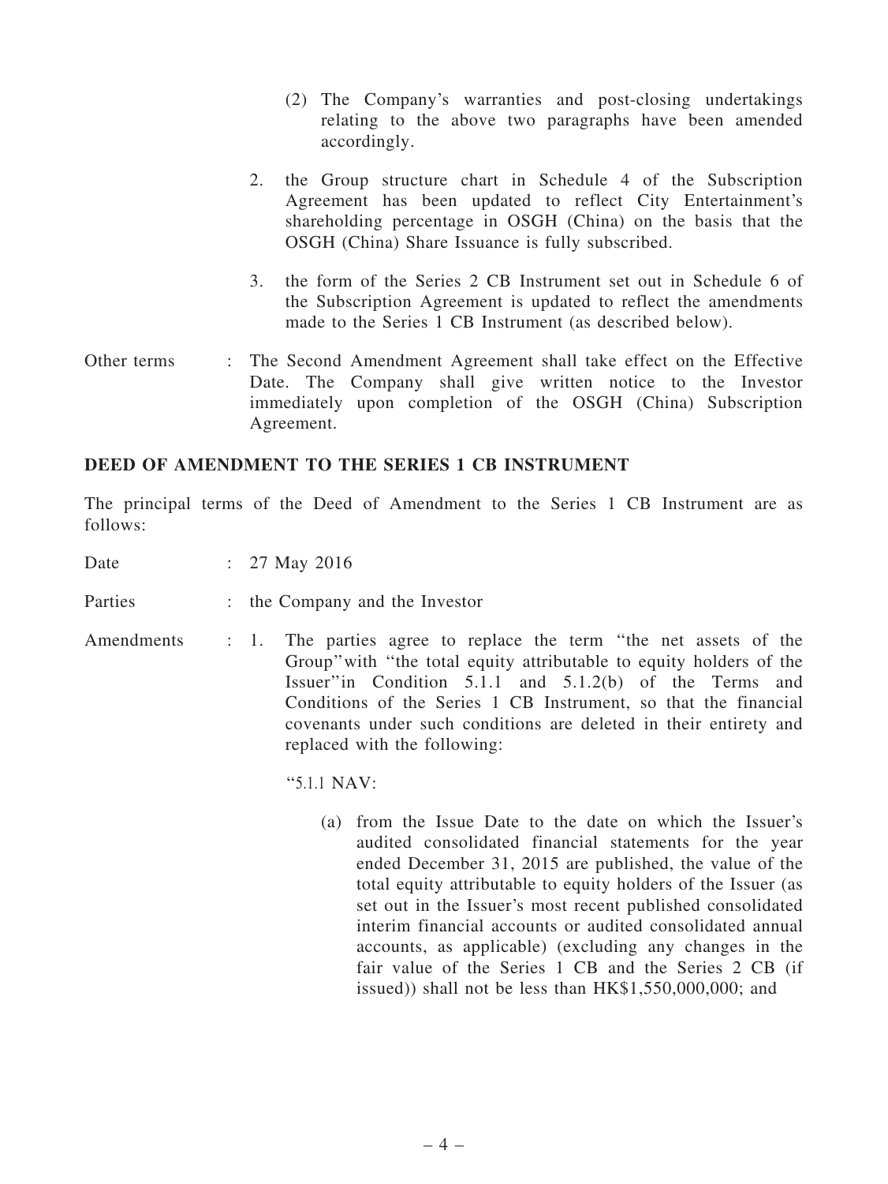(2) The Company's warranties and post-closing undertakings relating to the above two paragraphs have been amended accordingly.

2. the Group structure chart in Schedule 4 of the Subscription Agreement has been updated to reflect City Entertainment's shareholding percentage in OSGH (China) on the basis that the OSGH (China) Share Issuance is fully subscribed.

3. the form of the Series 2 CB Instrument set out in Schedule 6 of the Subscription Agreement is updated to reflect the amendments made to the Series 1 CB Instrument (as described below).

Other terms : The Second Amendment Agreement shall take effect on the Effective Date. The Company shall give written notice to the Investor immediately upon completion of the OSGH (China) Subscription Agreement.

**DEED OF AMENDMENT TO THE SERIES 1 CB INSTRUMENT**

The principal terms of the Deed of Amendment to the Series 1 CB Instrument are as follows:

Date : 27 May 2016

Parties : the Company and the Investor

Amendments : 1. The parties agree to replace the term "the net assets of the Group" with "the total equity attributable to equity holders of the Issuer" in Condition 5.1.1 and 5.1.2(b) of the Terms and Conditions of the Series 1 CB Instrument, so that the financial covenants under such conditions are deleted in their entirety and replaced with the following:

"5.1.1 NAV:

(a) from the Issue Date to the date on which the Issuer's audited consolidated financial statements for the year ended December 31, 2015 are published, the value of the total equity attributable to equity holders of the Issuer (as set out in the Issuer's most recent published consolidated interim financial accounts or audited consolidated annual accounts, as applicable) (excluding any changes in the fair value of the Series 1 CB and the Series 2 CB (if issued)) shall not be less than HK$1,550,000,000; and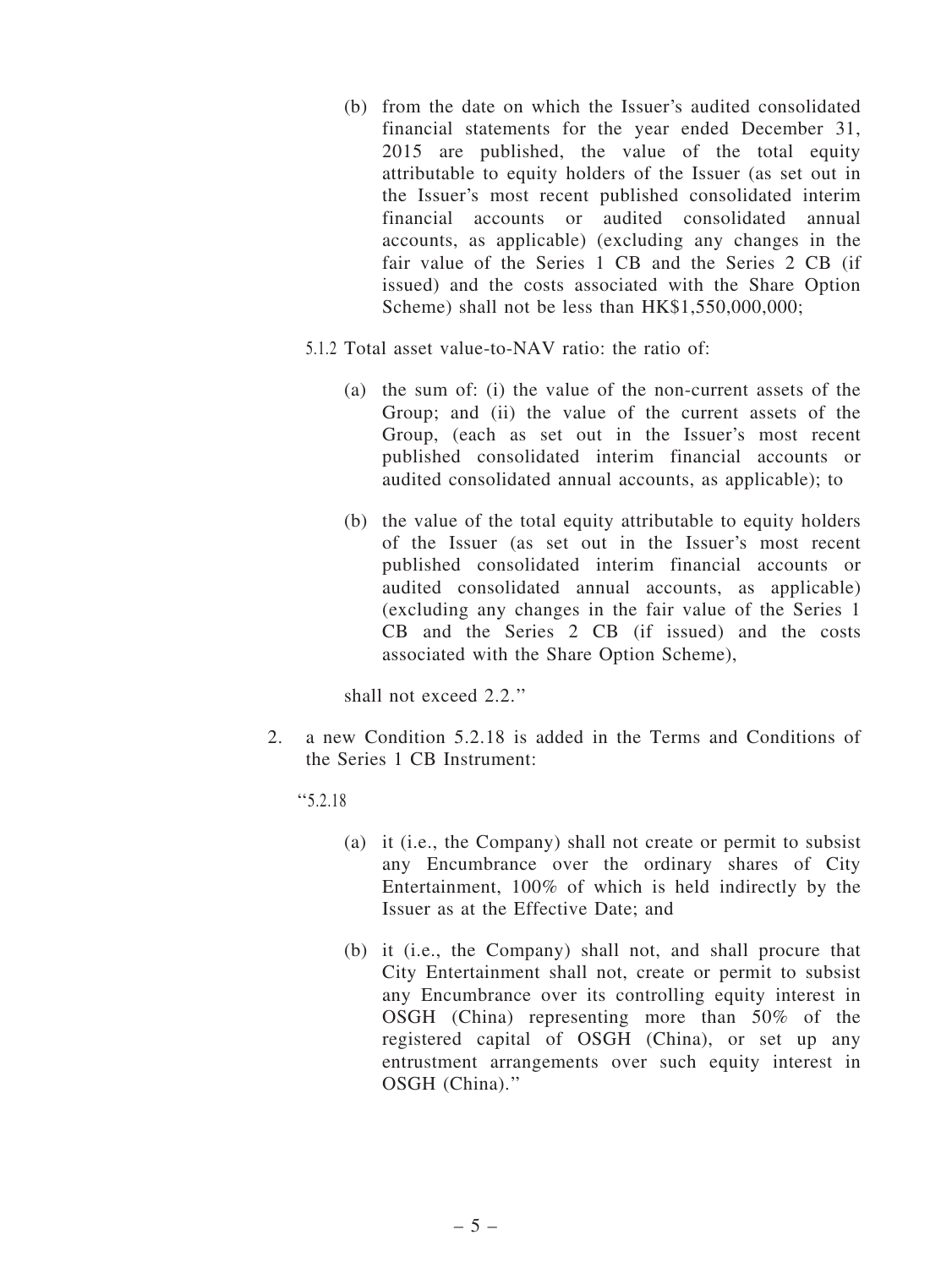(b) from the date on which the Issuer's audited consolidated financial statements for the year ended December 31, 2015 are published, the value of the total equity attributable to equity holders of the Issuer (as set out in the Issuer's most recent published consolidated interim financial accounts or audited consolidated annual accounts, as applicable) (excluding any changes in the fair value of the Series 1 CB and the Series 2 CB (if issued) and the costs associated with the Share Option Scheme) shall not be less than HK$1,550,000,000;

5.1.2 Total asset value-to-NAV ratio: the ratio of:

(a) the sum of: (i) the value of the non-current assets of the Group; and (ii) the value of the current assets of the Group, (each as set out in the Issuer's most recent published consolidated interim financial accounts or audited consolidated annual accounts, as applicable); to

(b) the value of the total equity attributable to equity holders of the Issuer (as set out in the Issuer's most recent published consolidated interim financial accounts or audited consolidated annual accounts, as applicable) (excluding any changes in the fair value of the Series 1 CB and the Series 2 CB (if issued) and the costs associated with the Share Option Scheme),

shall not exceed 2.2."

2. a new Condition 5.2.18 is added in the Terms and Conditions of the Series 1 CB Instrument:

"5.2.18

(a) it (i.e., the Company) shall not create or permit to subsist any Encumbrance over the ordinary shares of City Entertainment, 100% of which is held indirectly by the Issuer as at the Effective Date; and

(b) it (i.e., the Company) shall not, and shall procure that City Entertainment shall not, create or permit to subsist any Encumbrance over its controlling equity interest in OSGH (China) representing more than 50% of the registered capital of OSGH (China), or set up any entrustment arrangements over such equity interest in OSGH (China)."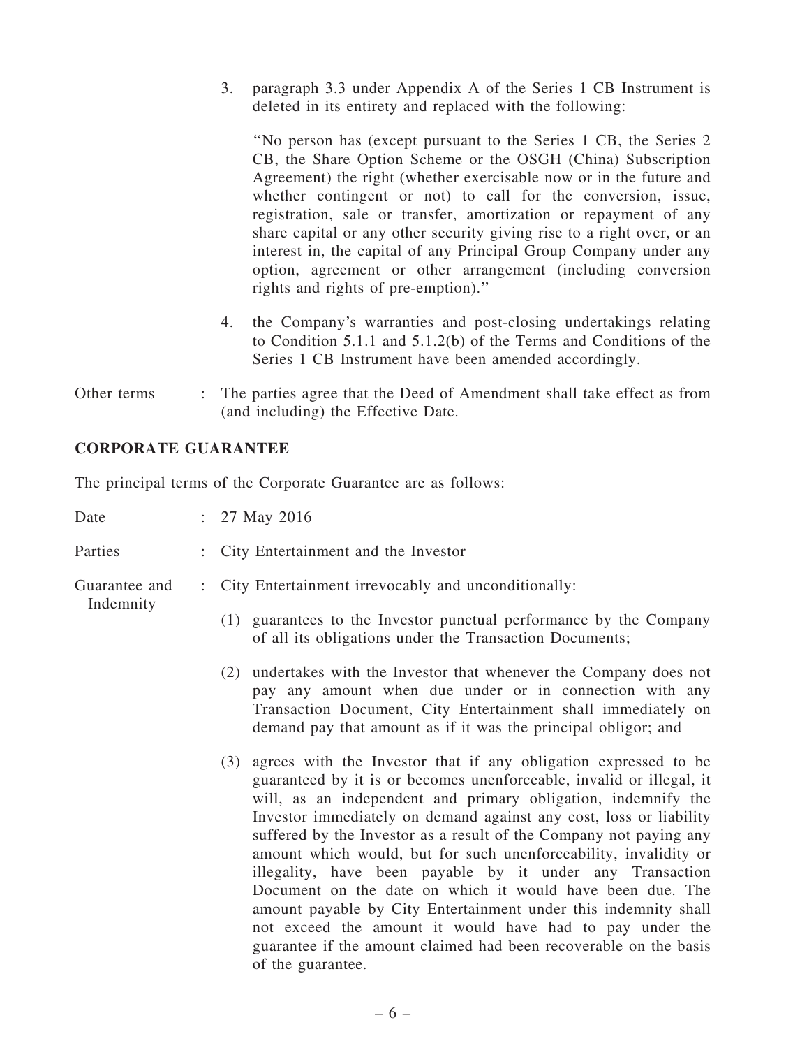3. paragraph 3.3 under Appendix A of the Series 1 CB Instrument is deleted in its entirety and replaced with the following:

   "No person has (except pursuant to the Series 1 CB, the Series 2 CB, the Share Option Scheme or the OSGH (China) Subscription Agreement) the right (whether exercisable now or in the future and whether contingent or not) to call for the conversion, issue, registration, sale or transfer, amortization or repayment of any share capital or any other security giving rise to a right over, or an interest in, the capital of any Principal Group Company under any option, agreement or other arrangement (including conversion rights and rights of pre-emption)."

4. the Company's warranties and post-closing undertakings relating to Condition 5.1.1 and 5.1.2(b) of the Terms and Conditions of the Series 1 CB Instrument have been amended accordingly.

Other terms : The parties agree that the Deed of Amendment shall take effect as from (and including) the Effective Date.

## CORPORATE GUARANTEE

The principal terms of the Corporate Guarantee are as follows:

Date : 27 May 2016

Parties : City Entertainment and the Investor

Guarantee and Indemnity : City Entertainment irrevocably and unconditionally:

(1) guarantees to the Investor punctual performance by the Company of all its obligations under the Transaction Documents;

(2) undertakes with the Investor that whenever the Company does not pay any amount when due under or in connection with any Transaction Document, City Entertainment shall immediately on demand pay that amount as if it was the principal obligor; and

(3) agrees with the Investor that if any obligation expressed to be guaranteed by it is or becomes unenforceable, invalid or illegal, it will, as an independent and primary obligation, indemnify the Investor immediately on demand against any cost, loss or liability suffered by the Investor as a result of the Company not paying any amount which would, but for such unenforceability, invalidity or illegality, have been payable by it under any Transaction Document on the date on which it would have been due. The amount payable by City Entertainment under this indemnity shall not exceed the amount it would have had to pay under the guarantee if the amount claimed had been recoverable on the basis of the guarantee.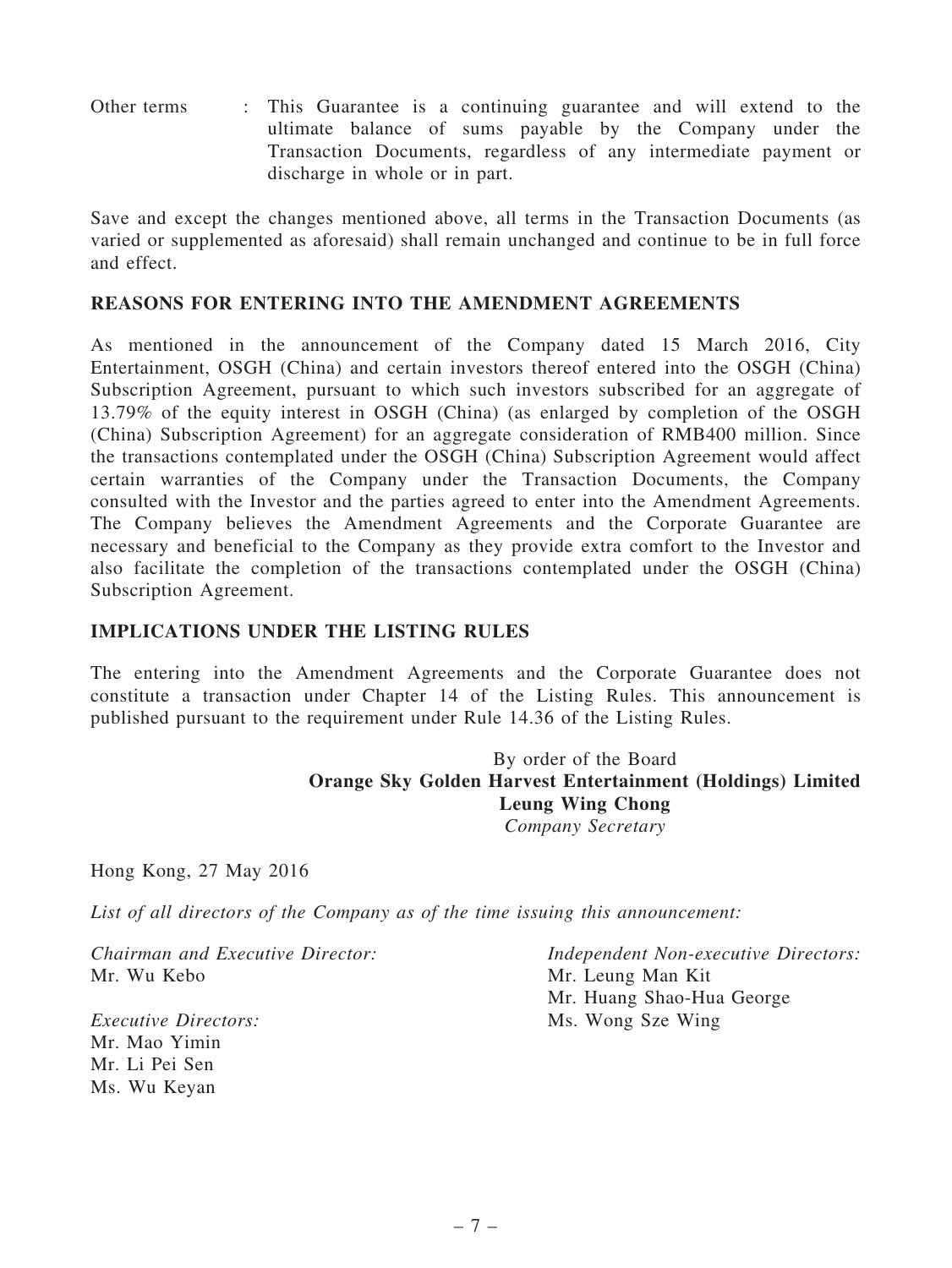Other terms : This Guarantee is a continuing guarantee and will extend to the ultimate balance of sums payable by the Company under the Transaction Documents, regardless of any intermediate payment or discharge in whole or in part.

Save and except the changes mentioned above, all terms in the Transaction Documents (as varied or supplemented as aforesaid) shall remain unchanged and continue to be in full force and effect.

## REASONS FOR ENTERING INTO THE AMENDMENT AGREEMENTS

As mentioned in the announcement of the Company dated 15 March 2016, City Entertainment, OSGH (China) and certain investors thereof entered into the OSGH (China) Subscription Agreement, pursuant to which such investors subscribed for an aggregate of 13.79% of the equity interest in OSGH (China) (as enlarged by completion of the OSGH (China) Subscription Agreement) for an aggregate consideration of RMB400 million. Since the transactions contemplated under the OSGH (China) Subscription Agreement would affect certain warranties of the Company under the Transaction Documents, the Company consulted with the Investor and the parties agreed to enter into the Amendment Agreements. The Company believes the Amendment Agreements and the Corporate Guarantee are necessary and beneficial to the Company as they provide extra comfort to the Investor and also facilitate the completion of the transactions contemplated under the OSGH (China) Subscription Agreement.

## IMPLICATIONS UNDER THE LISTING RULES

The entering into the Amendment Agreements and the Corporate Guarantee does not constitute a transaction under Chapter 14 of the Listing Rules. This announcement is published pursuant to the requirement under Rule 14.36 of the Listing Rules.

By order of the Board
**Orange Sky Golden Harvest Entertainment (Holdings) Limited**
**Leung Wing Chong**
*Company Secretary*

Hong Kong, 27 May 2016

*List of all directors of the Company as of the time issuing this announcement:*

*Chairman and Executive Director:*
Mr. Wu Kebo

*Executive Directors:*
Mr. Mao Yimin
Mr. Li Pei Sen
Ms. Wu Keyan

*Independent Non-executive Directors:*
Mr. Leung Man Kit
Mr. Huang Shao-Hua George
Ms. Wong Sze Wing